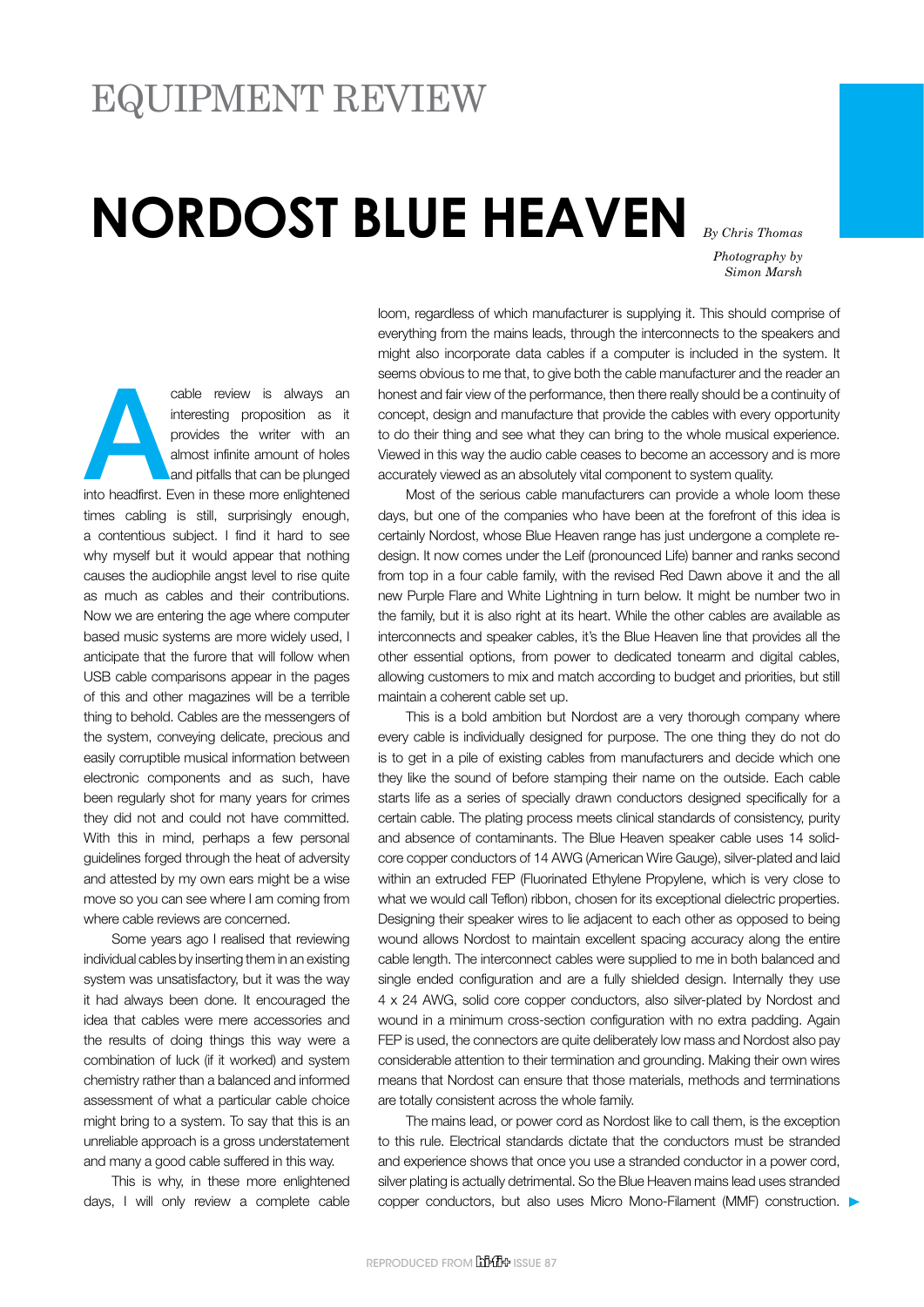# EQUIPMENT REVIEW

# NORDOST BLUE HEAVEN

*By Chris Thomas*

*Photography by Simon Marsh*

A cable review is always an interesting proposition as it provides the writer with an almost infinite amount of holes and pitfalls that can be plunged into headfirst. Even in these more enlightened times cabling is still, surprisingly enough, a contentious subject. I find it hard to see why myself but it would appear that nothing causes the audiophile angst level to rise quite as much as cables and their contributions. Now we are entering the age where computer based music systems are more widely used, I anticipate that the furore that will follow when USB cable comparisons appear in the pages of this and other magazines will be a terrible thing to behold. Cables are the messengers of the system, conveying delicate, precious and easily corruptible musical information between electronic components and as such, have been regularly shot for many years for crimes they did not and could not have committed. With this in mind, perhaps a few personal guidelines forged through the heat of adversity and attested by my own ears might be a wise move so you can see where I am coming from where cable reviews are concerned.

Some years ago I realised that reviewing individual cables by inserting them in an existing system was unsatisfactory, but it was the way it had always been done. It encouraged the idea that cables were mere accessories and the results of doing things this way were a combination of luck (if it worked) and system chemistry rather than a balanced and informed assessment of what a particular cable choice might bring to a system. To say that this is an unreliable approach is a gross understatement and many a good cable suffered in this way.

This is why, in these more enlightened days, I will only review a complete cable loom, regardless of which manufacturer is supplying it. This should comprise of everything from the mains leads, through the interconnects to the speakers and might also incorporate data cables if a computer is included in the system. It seems obvious to me that, to give both the cable manufacturer and the reader an honest and fair view of the performance, then there really should be a continuity of concept, design and manufacture that provide the cables with every opportunity to do their thing and see what they can bring to the whole musical experience. Viewed in this way the audio cable ceases to become an accessory and is more accurately viewed as an absolutely vital component to system quality.

Most of the serious cable manufacturers can provide a whole loom these days, but one of the companies who have been at the forefront of this idea is certainly Nordost, whose Blue Heaven range has just undergone a complete re-design. It now comes under the Leif (pronounced Life) banner and ranks second from top in a four cable family, with the revised Red Dawn above it and the all new Purple Flare and White Lightning in turn below. It might be number two in the family, but it is also right at its heart. While the other cables are available as interconnects and speaker cables, it's the Blue Heaven line that provides all the other essential options, from power to dedicated tonearm and digital cables, allowing customers to mix and match according to budget and priorities, but still maintain a coherent cable set up.

This is a bold ambition but Nordost are a very thorough company where every cable is individually designed for purpose. The one thing they do not do is to get in a pile of existing cables from manufacturers and decide which one they like the sound of before stamping their name on the outside. Each cable starts life as a series of specially drawn conductors designed specifically for a certain cable. The plating process meets clinical standards of consistency, purity and absence of contaminants. The Blue Heaven speaker cable uses 14 solid-core copper conductors of 14 AWG (American Wire Gauge), silver-plated and laid within an extruded FEP (Fluorinated Ethylene Propylene, which is very close to what we would call Teflon) ribbon, chosen for its exceptional dielectric properties. Designing their speaker wires to lie adjacent to each other as opposed to being wound allows Nordost to maintain excellent spacing accuracy along the entire cable length. The interconnect cables were supplied to me in both balanced and single ended configuration and are a fully shielded design. Internally they use 4 x 24 AWG, solid core copper conductors, also silver-plated by Nordost and wound in a minimum cross-section configuration with no extra padding. Again FEP is used, the connectors are quite deliberately low mass and Nordost also pay considerable attention to their termination and grounding. Making their own wires means that Nordost can ensure that those materials, methods and terminations are totally consistent across the whole family.

The mains lead, or power cord as Nordost like to call them, is the exception to this rule. Electrical standards dictate that the conductors must be stranded and experience shows that once you use a stranded conductor in a power cord, silver plating is actually detrimental. So the Blue Heaven mains lead uses stranded copper conductors, but also uses Micro Mono-Filament (MMF) construction. ▶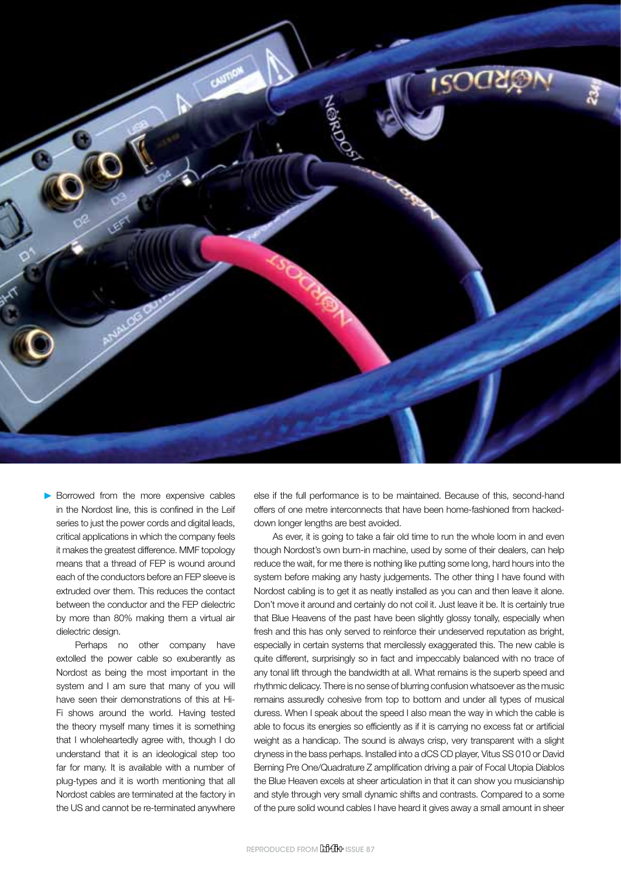Borrowed from the more expensive cables in the Nordost line, this is confined in the Leif series to just the power cords and digital leads, critical applications in which the company feels it makes the greatest difference. MMF topology means that a thread of FEP is wound around each of the conductors before an FEP sleeve is extruded over them. This reduces the contact between the conductor and the FEP dielectric by more than 80% making them a virtual air dielectric design.

Perhaps no other company have extolled the power cable so exuberantly as Nordost as being the most important in the system and I am sure that many of you will have seen their demonstrations of this at Hi-Fi shows around the world. Having tested the theory myself many times it is something that I wholeheartedly agree with, though I do understand that it is an ideological step too far for many. It is available with a number of plug-types and it is worth mentioning that all Nordost cables are terminated at the factory in the US and cannot be re-terminated anywhere else if the full performance is to be maintained. Because of this, second-hand offers of one metre interconnects that have been home-fashioned from hacked-down longer lengths are best avoided.

As ever, it is going to take a fair old time to run the whole loom in and even though Nordost's own burn-in machine, used by some of their dealers, can help reduce the wait, for me there is nothing like putting some long, hard hours into the system before making any hasty judgements. The other thing I have found with Nordost cabling is to get it as neatly installed as you can and then leave it alone. Don't move it around and certainly do not coil it. Just leave it be. It is certainly true that Blue Heavens of the past have been slightly glossy tonally, especially when fresh and this has only served to reinforce their undeserved reputation as bright, especially in certain systems that mercilessly exaggerated this. The new cable is quite different, surprisingly so in fact and impeccably balanced with no trace of any tonal lift through the bandwidth at all. What remains is the superb speed and rhythmic delicacy. There is no sense of blurring confusion whatsoever as the music remains assuredly cohesive from top to bottom and under all types of musical duress. When I speak about the speed I also mean the way in which the cable is able to focus its energies so efficiently as if it is carrying no excess fat or artificial weight as a handicap. The sound is always crisp, very transparent with a slight dryness in the bass perhaps. Installed into a dCS CD player, Vitus SS 010 or David Berning Pre One/Quadrature Z amplification driving a pair of Focal Utopia Diablos the Blue Heaven excels at sheer articulation in that it can show you musicianship and style through very small dynamic shifts and contrasts. Compared to a some of the pure solid wound cables I have heard it gives away a small amount in sheer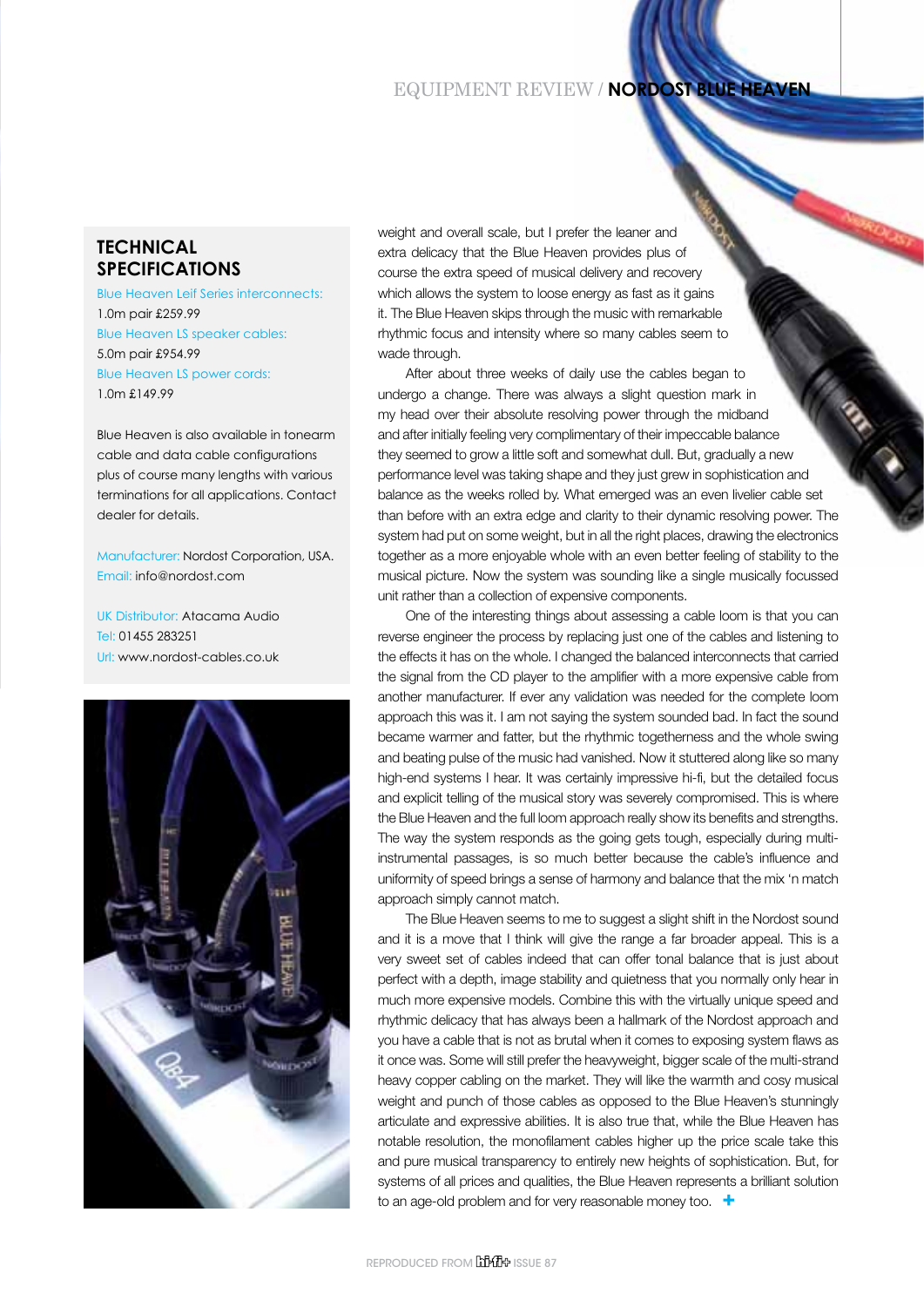## TECHNICAL SPECIFICATIONS

Blue Heaven Leif Series interconnects:
1.0m pair £259.99
Blue Heaven LS speaker cables:
5.0m pair £954.99
Blue Heaven LS power cords:
1.0m £149.99

Blue Heaven is also available in tonearm cable and data cable configurations plus of course many lengths with various terminations for all applications. Contact dealer for details.

Manufacturer: Nordost Corporation, USA.
Email: info@nordost.com

UK Distributor: Atacama Audio
Tel: 01455 283251
Url: www.nordost-cables.co.uk

weight and overall scale, but I prefer the leaner and extra delicacy that the Blue Heaven provides plus of course the extra speed of musical delivery and recovery which allows the system to loose energy as fast as it gains it. The Blue Heaven skips through the music with remarkable rhythmic focus and intensity where so many cables seem to wade through.

After about three weeks of daily use the cables began to undergo a change. There was always a slight question mark in my head over their absolute resolving power through the midband and after initially feeling very complimentary of their impeccable balance they seemed to grow a little soft and somewhat dull. But, gradually a new performance level was taking shape and they just grew in sophistication and balance as the weeks rolled by. What emerged was an even livelier cable set than before with an extra edge and clarity to their dynamic resolving power. The system had put on some weight, but in all the right places, drawing the electronics together as a more enjoyable whole with an even better feeling of stability to the musical picture. Now the system was sounding like a single musically focussed unit rather than a collection of expensive components.

One of the interesting things about assessing a cable loom is that you can reverse engineer the process by replacing just one of the cables and listening to the effects it has on the whole. I changed the balanced interconnects that carried the signal from the CD player to the amplifier with a more expensive cable from another manufacturer. If ever any validation was needed for the complete loom approach this was it. I am not saying the system sounded bad. In fact the sound became warmer and fatter, but the rhythmic togetherness and the whole swing and beating pulse of the music had vanished. Now it stuttered along like so many high-end systems I hear. It was certainly impressive hi-fi, but the detailed focus and explicit telling of the musical story was severely compromised. This is where the Blue Heaven and the full loom approach really show its benefits and strengths. The way the system responds as the going gets tough, especially during multi-instrumental passages, is so much better because the cable's influence and uniformity of speed brings a sense of harmony and balance that the mix 'n match approach simply cannot match.

The Blue Heaven seems to me to suggest a slight shift in the Nordost sound and it is a move that I think will give the range a far broader appeal. This is a very sweet set of cables indeed that can offer tonal balance that is just about perfect with a depth, image stability and quietness that you normally only hear in much more expensive models. Combine this with the virtually unique speed and rhythmic delicacy that has always been a hallmark of the Nordost approach and you have a cable that is not as brutal when it comes to exposing system flaws as it once was. Some will still prefer the heavyweight, bigger scale of the multi-strand heavy copper cabling on the market. They will like the warmth and cosy musical weight and punch of those cables as opposed to the Blue Heaven's stunningly articulate and expressive abilities. It is also true that, while the Blue Heaven has notable resolution, the monofilament cables higher up the price scale take this and pure musical transparency to entirely new heights of sophistication. But, for systems of all prices and qualities, the Blue Heaven represents a brilliant solution to an age-old problem and for very reasonable money too. +